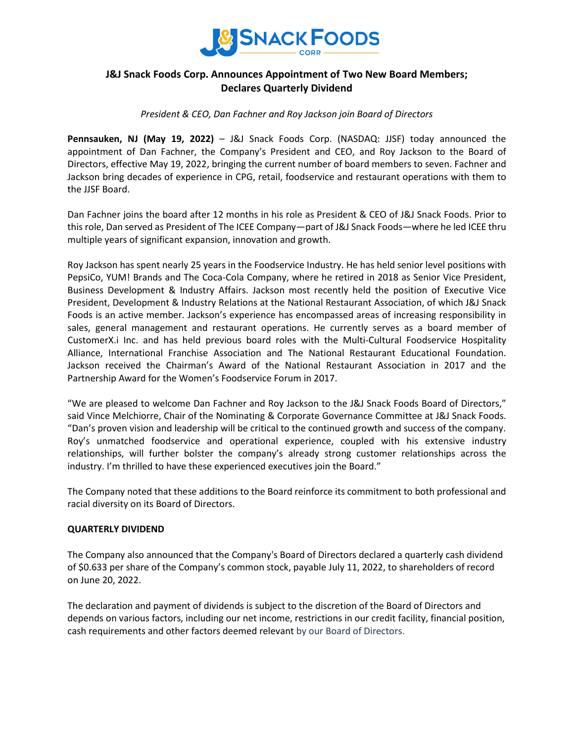# J&J Snack Foods Corp. Announces Appointment of Two New Board Members; Declares Quarterly Dividend

*President & CEO, Dan Fachner and Roy Jackson join Board of Directors*

**Pennsauken, NJ (May 19, 2022)** – J&J Snack Foods Corp. (NASDAQ: JJSF) today announced the appointment of Dan Fachner, the Company's President and CEO, and Roy Jackson to the Board of Directors, effective May 19, 2022, bringing the current number of board members to seven. Fachner and Jackson bring decades of experience in CPG, retail, foodservice and restaurant operations with them to the JJSF Board.

Dan Fachner joins the board after 12 months in his role as President & CEO of J&J Snack Foods. Prior to this role, Dan served as President of The ICEE Company—part of J&J Snack Foods—where he led ICEE thru multiple years of significant expansion, innovation and growth.

Roy Jackson has spent nearly 25 years in the Foodservice Industry. He has held senior level positions with PepsiCo, YUM! Brands and The Coca-Cola Company, where he retired in 2018 as Senior Vice President, Business Development & Industry Affairs. Jackson most recently held the position of Executive Vice President, Development & Industry Relations at the National Restaurant Association, of which J&J Snack Foods is an active member. Jackson's experience has encompassed areas of increasing responsibility in sales, general management and restaurant operations. He currently serves as a board member of CustomerX.i Inc. and has held previous board roles with the Multi-Cultural Foodservice Hospitality Alliance, International Franchise Association and The National Restaurant Educational Foundation. Jackson received the Chairman's Award of the National Restaurant Association in 2017 and the Partnership Award for the Women's Foodservice Forum in 2017.

"We are pleased to welcome Dan Fachner and Roy Jackson to the J&J Snack Foods Board of Directors," said Vince Melchiorre, Chair of the Nominating & Corporate Governance Committee at J&J Snack Foods. "Dan's proven vision and leadership will be critical to the continued growth and success of the company. Roy's unmatched foodservice and operational experience, coupled with his extensive industry relationships, will further bolster the company's already strong customer relationships across the industry. I'm thrilled to have these experienced executives join the Board."

The Company noted that these additions to the Board reinforce its commitment to both professional and racial diversity on its Board of Directors.

**QUARTERLY DIVIDEND**

The Company also announced that the Company's Board of Directors declared a quarterly cash dividend of $0.633 per share of the Company's common stock, payable July 11, 2022, to shareholders of record on June 20, 2022.

The declaration and payment of dividends is subject to the discretion of the Board of Directors and depends on various factors, including our net income, restrictions in our credit facility, financial position, cash requirements and other factors deemed relevant by our Board of Directors.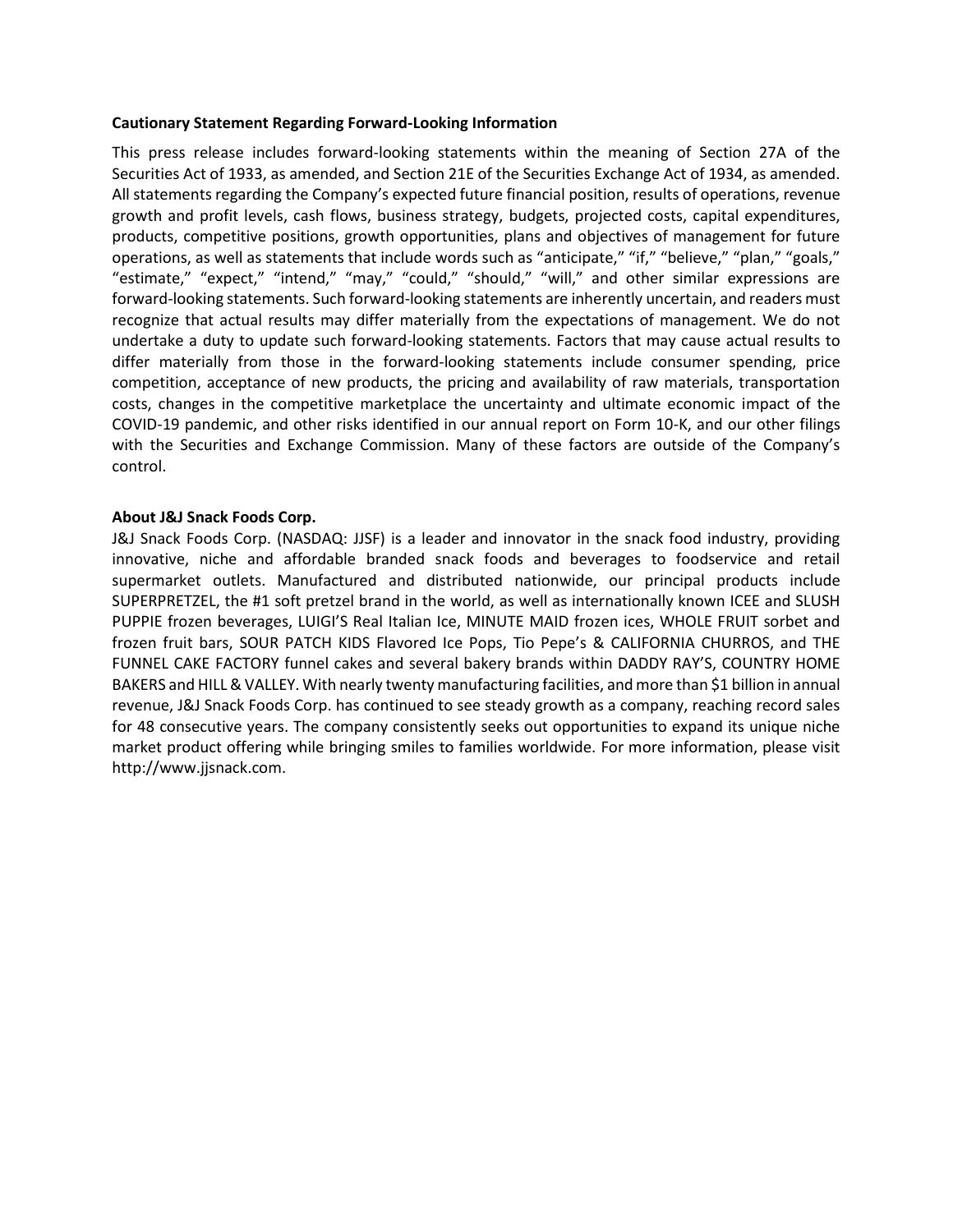**Cautionary Statement Regarding Forward-Looking Information**

This press release includes forward-looking statements within the meaning of Section 27A of the Securities Act of 1933, as amended, and Section 21E of the Securities Exchange Act of 1934, as amended. All statements regarding the Company's expected future financial position, results of operations, revenue growth and profit levels, cash flows, business strategy, budgets, projected costs, capital expenditures, products, competitive positions, growth opportunities, plans and objectives of management for future operations, as well as statements that include words such as "anticipate," "if," "believe," "plan," "goals," "estimate," "expect," "intend," "may," "could," "should," "will," and other similar expressions are forward-looking statements. Such forward-looking statements are inherently uncertain, and readers must recognize that actual results may differ materially from the expectations of management. We do not undertake a duty to update such forward-looking statements. Factors that may cause actual results to differ materially from those in the forward-looking statements include consumer spending, price competition, acceptance of new products, the pricing and availability of raw materials, transportation costs, changes in the competitive marketplace the uncertainty and ultimate economic impact of the COVID-19 pandemic, and other risks identified in our annual report on Form 10-K, and our other filings with the Securities and Exchange Commission. Many of these factors are outside of the Company's control.

**About J&J Snack Foods Corp.**

J&J Snack Foods Corp. (NASDAQ: JJSF) is a leader and innovator in the snack food industry, providing innovative, niche and affordable branded snack foods and beverages to foodservice and retail supermarket outlets. Manufactured and distributed nationwide, our principal products include SUPERPRETZEL, the #1 soft pretzel brand in the world, as well as internationally known ICEE and SLUSH PUPPIE frozen beverages, LUIGI'S Real Italian Ice, MINUTE MAID frozen ices, WHOLE FRUIT sorbet and frozen fruit bars, SOUR PATCH KIDS Flavored Ice Pops, Tio Pepe's & CALIFORNIA CHURROS, and THE FUNNEL CAKE FACTORY funnel cakes and several bakery brands within DADDY RAY'S, COUNTRY HOME BAKERS and HILL & VALLEY. With nearly twenty manufacturing facilities, and more than $1 billion in annual revenue, J&J Snack Foods Corp. has continued to see steady growth as a company, reaching record sales for 48 consecutive years. The company consistently seeks out opportunities to expand its unique niche market product offering while bringing smiles to families worldwide. For more information, please visit http://www.jjsnack.com.